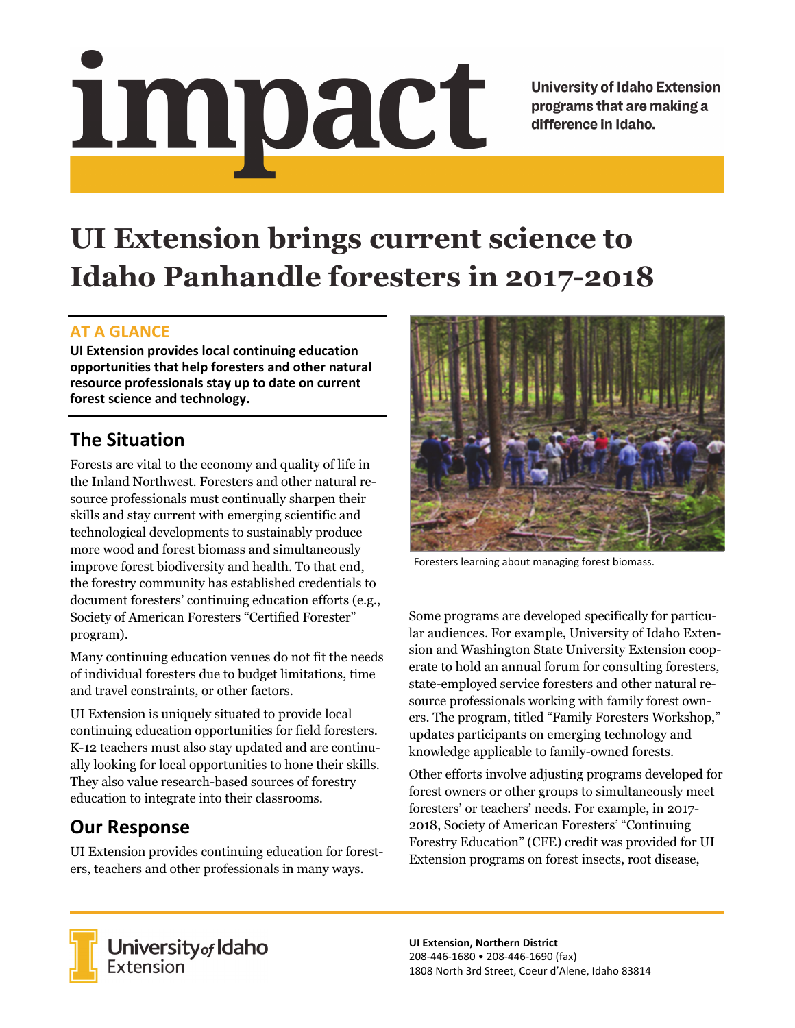# impact

University of Idaho Extension programs that are making a difference in Idaho.

# UI Extension brings current science to Idaho Panhandle foresters in 2017-2018

## AT A GLANCE

**UI Extension provides local continuing education opportunities that help foresters and other natural resource professionals stay up to date on current forest science and technology.**

## The Situation

Forests are vital to the economy and quality of life in the Inland Northwest. Foresters and other natural resource professionals must continually sharpen their skills and stay current with emerging scientific and technological developments to sustainably produce more wood and forest biomass and simultaneously improve forest biodiversity and health. To that end, the forestry community has established credentials to document foresters' continuing education efforts (e.g., Society of American Foresters "Certified Forester" program).

Many continuing education venues do not fit the needs of individual foresters due to budget limitations, time and travel constraints, or other factors.

UI Extension is uniquely situated to provide local continuing education opportunities for field foresters. K-12 teachers must also stay updated and are continually looking for local opportunities to hone their skills. They also value research-based sources of forestry education to integrate into their classrooms.

## Our Response

UI Extension provides continuing education for foresters, teachers and other professionals in many ways.

Foresters learning about managing forest biomass.

Some programs are developed specifically for particular audiences. For example, University of Idaho Extension and Washington State University Extension cooperate to hold an annual forum for consulting foresters, state-employed service foresters and other natural resource professionals working with family forest owners. The program, titled "Family Foresters Workshop," updates participants on emerging technology and knowledge applicable to family-owned forests.

Other efforts involve adjusting programs developed for forest owners or other groups to simultaneously meet foresters' or teachers' needs. For example, in 2017-2018, Society of American Foresters' "Continuing Forestry Education" (CFE) credit was provided for UI Extension programs on forest insects, root disease,

University of Idaho Extension

**UI Extension, Northern District**
208-446-1680 • 208-446-1690 (fax)
1808 North 3rd Street, Coeur d'Alene, Idaho 83814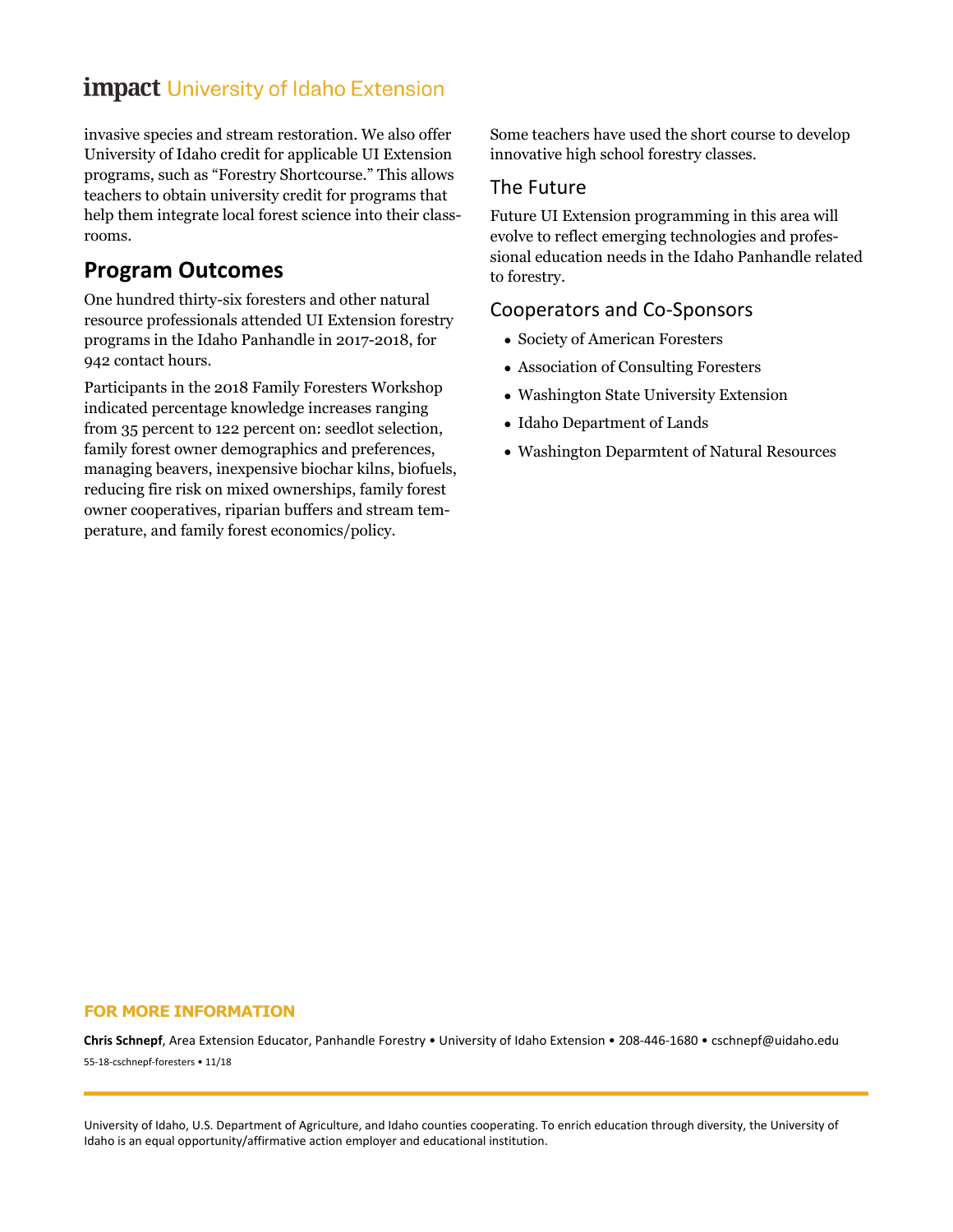invasive species and stream restoration. We also offer University of Idaho credit for applicable UI Extension programs, such as "Forestry Shortcourse." This allows teachers to obtain university credit for programs that help them integrate local forest science into their classrooms.

## Program Outcomes

One hundred thirty-six foresters and other natural resource professionals attended UI Extension forestry programs in the Idaho Panhandle in 2017-2018, for 942 contact hours.

Participants in the 2018 Family Foresters Workshop indicated percentage knowledge increases ranging from 35 percent to 122 percent on: seedlot selection, family forest owner demographics and preferences, managing beavers, inexpensive biochar kilns, biofuels, reducing fire risk on mixed ownerships, family forest owner cooperatives, riparian buffers and stream temperature, and family forest economics/policy.

Some teachers have used the short course to develop innovative high school forestry classes.

### The Future

Future UI Extension programming in this area will evolve to reflect emerging technologies and professional education needs in the Idaho Panhandle related to forestry.

### Cooperators and Co-Sponsors

- Society of American Foresters
- Association of Consulting Foresters
- Washington State University Extension
- Idaho Department of Lands
- Washington Deparmtent of Natural Resources

**FOR MORE INFORMATION**

**Chris Schnepf**, Area Extension Educator, Panhandle Forestry • University of Idaho Extension • 208-446-1680 • cschnepf@uidaho.edu

55-18-cschnepf-foresters • 11/18

University of Idaho, U.S. Department of Agriculture, and Idaho counties cooperating. To enrich education through diversity, the University of Idaho is an equal opportunity/affirmative action employer and educational institution.